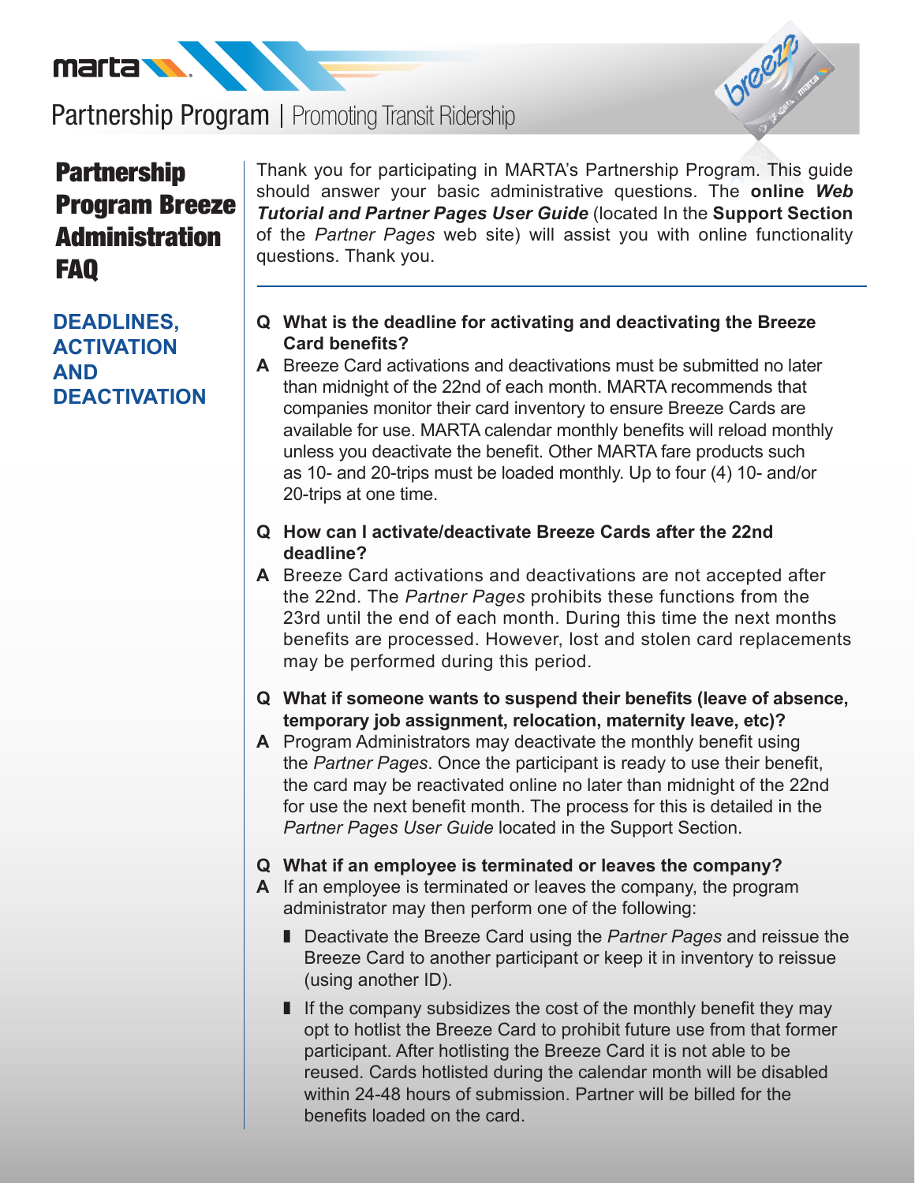Partnership Program | Promoting Transit Ridership

# Partnership Program Breeze Administration FAQ

Thank you for participating in MARTA's Partnership Program. This guide should answer your basic administrative questions. The **online *Web Tutorial and Partner Pages User Guide*** (located In the **Support Section** of the *Partner Pages* web site) will assist you with online functionality questions. Thank you.

## DEADLINES, ACTIVATION AND DEACTIVATION

**Q What is the deadline for activating and deactivating the Breeze Card benefits?**

**A** Breeze Card activations and deactivations must be submitted no later than midnight of the 22nd of each month. MARTA recommends that companies monitor their card inventory to ensure Breeze Cards are available for use. MARTA calendar monthly benefits will reload monthly unless you deactivate the benefit. Other MARTA fare products such as 10- and 20-trips must be loaded monthly. Up to four (4) 10- and/or 20-trips at one time.

**Q How can I activate/deactivate Breeze Cards after the 22nd deadline?**

**A** Breeze Card activations and deactivations are not accepted after the 22nd. The *Partner Pages* prohibits these functions from the 23rd until the end of each month. During this time the next months benefits are processed. However, lost and stolen card replacements may be performed during this period.

**Q What if someone wants to suspend their benefits (leave of absence, temporary job assignment, relocation, maternity leave, etc)?**

**A** Program Administrators may deactivate the monthly benefit using the *Partner Pages*. Once the participant is ready to use their benefit, the card may be reactivated online no later than midnight of the 22nd for use the next benefit month. The process for this is detailed in the *Partner Pages User Guide* located in the Support Section.

**Q What if an employee is terminated or leaves the company?**

**A** If an employee is terminated or leaves the company, the program administrator may then perform one of the following:

- Deactivate the Breeze Card using the *Partner Pages* and reissue the Breeze Card to another participant or keep it in inventory to reissue (using another ID).
- If the company subsidizes the cost of the monthly benefit they may opt to hotlist the Breeze Card to prohibit future use from that former participant. After hotlisting the Breeze Card it is not able to be reused. Cards hotlisted during the calendar month will be disabled within 24-48 hours of submission. Partner will be billed for the benefits loaded on the card.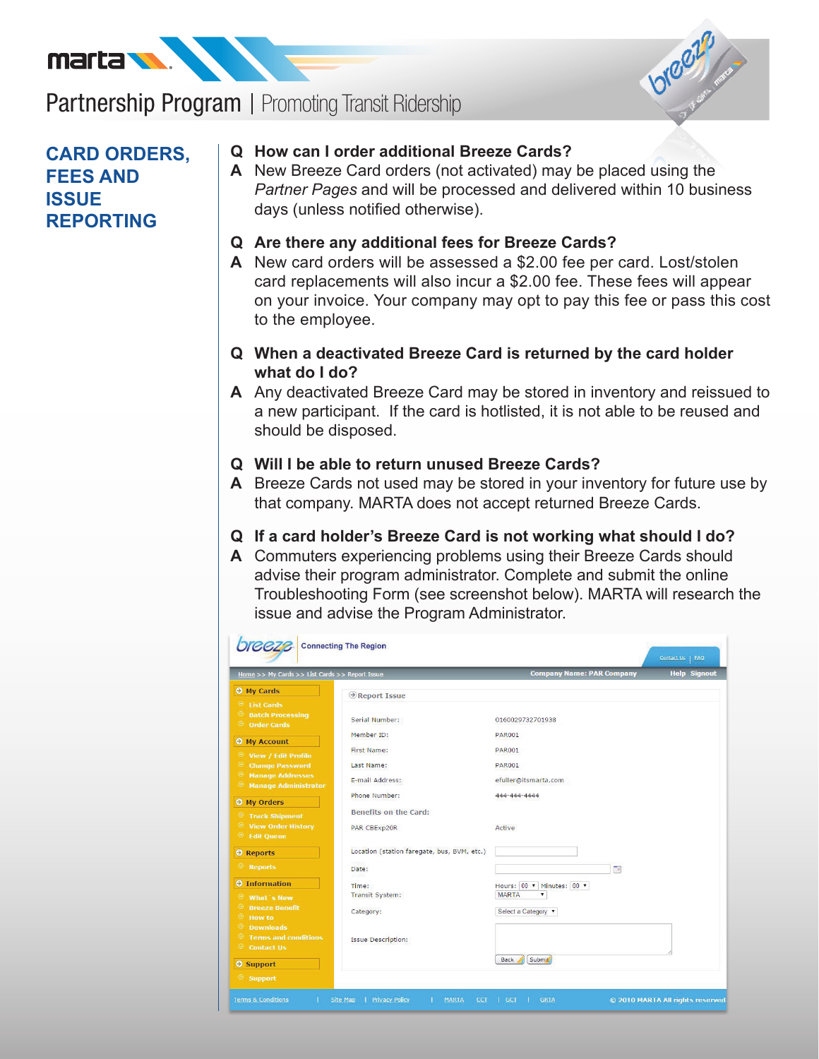# marta

## Partnership Program | Promoting Transit Ridership

## CARD ORDERS, FEES AND ISSUE REPORTING

**Q How can I order additional Breeze Cards?**

**A** New Breeze Card orders (not activated) may be placed using the *Partner Pages* and will be processed and delivered within 10 business days (unless notified otherwise).

**Q Are there any additional fees for Breeze Cards?**

**A** New card orders will be assessed a $2.00 fee per card. Lost/stolen card replacements will also incur a $2.00 fee. These fees will appear on your invoice. Your company may opt to pay this fee or pass this cost to the employee.

**Q When a deactivated Breeze Card is returned by the card holder what do I do?**

**A** Any deactivated Breeze Card may be stored in inventory and reissued to a new participant. If the card is hotlisted, it is not able to be reused and should be disposed.

**Q Will I be able to return unused Breeze Cards?**

**A** Breeze Cards not used may be stored in your inventory for future use by that company. MARTA does not accept returned Breeze Cards.

**Q If a card holder's Breeze Card is not working what should I do?**

**A** Commuters experiencing problems using their Breeze Cards should advise their program administrator. Complete and submit the online Troubleshooting Form (see screenshot below). MARTA will research the issue and advise the Program Administrator.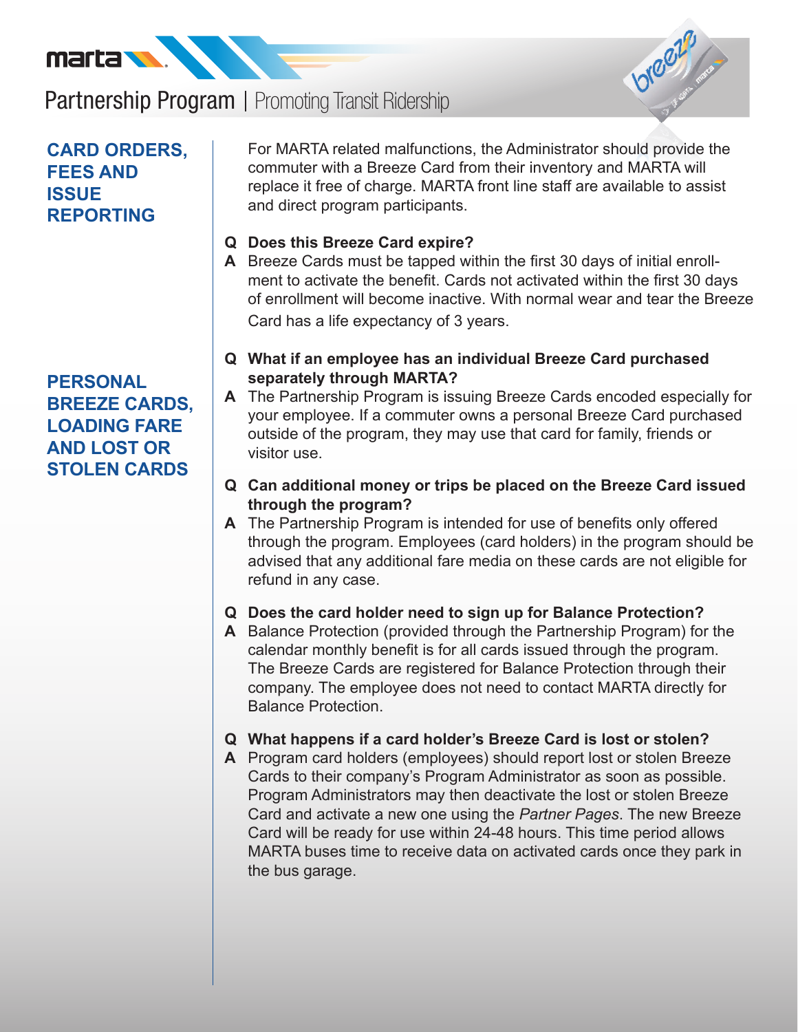## CARD ORDERS, FEES AND ISSUE REPORTING

For MARTA related malfunctions, the Administrator should provide the commuter with a Breeze Card from their inventory and MARTA will replace it free of charge. MARTA front line staff are available to assist and direct program participants.

**Q Does this Breeze Card expire?**

**A** Breeze Cards must be tapped within the first 30 days of initial enrollment to activate the benefit. Cards not activated within the first 30 days of enrollment will become inactive. With normal wear and tear the Breeze Card has a life expectancy of 3 years.

## PERSONAL BREEZE CARDS, LOADING FARE AND LOST OR STOLEN CARDS

**Q What if an employee has an individual Breeze Card purchased separately through MARTA?**

**A** The Partnership Program is issuing Breeze Cards encoded especially for your employee. If a commuter owns a personal Breeze Card purchased outside of the program, they may use that card for family, friends or visitor use.

**Q Can additional money or trips be placed on the Breeze Card issued through the program?**

**A** The Partnership Program is intended for use of benefits only offered through the program. Employees (card holders) in the program should be advised that any additional fare media on these cards are not eligible for refund in any case.

**Q Does the card holder need to sign up for Balance Protection?**

**A** Balance Protection (provided through the Partnership Program) for the calendar monthly benefit is for all cards issued through the program. The Breeze Cards are registered for Balance Protection through their company. The employee does not need to contact MARTA directly for Balance Protection.

**Q What happens if a card holder's Breeze Card is lost or stolen?**

**A** Program card holders (employees) should report lost or stolen Breeze Cards to their company's Program Administrator as soon as possible. Program Administrators may then deactivate the lost or stolen Breeze Card and activate a new one using the *Partner Pages*. The new Breeze Card will be ready for use within 24-48 hours. This time period allows MARTA buses time to receive data on activated cards once they park in the bus garage.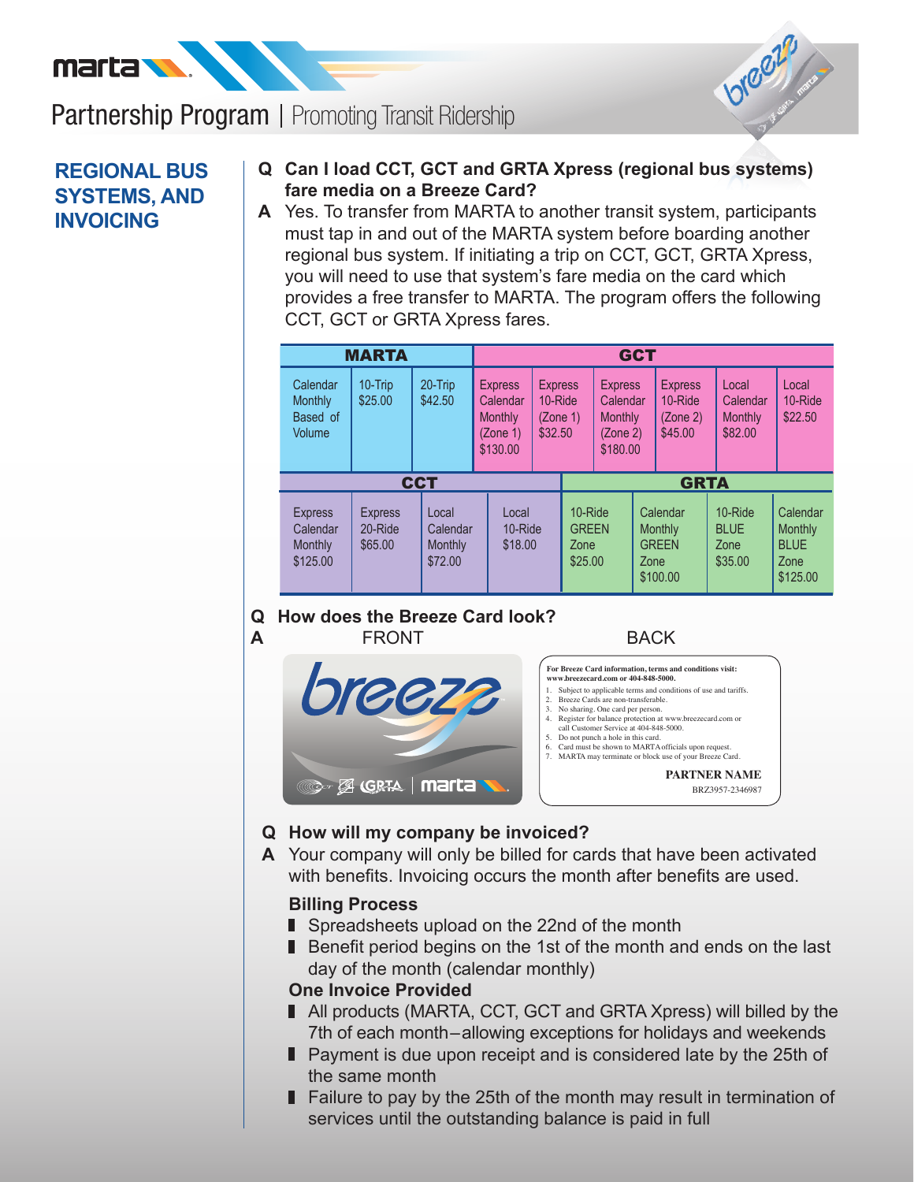# Partnership Program | Promoting Transit Ridership

## REGIONAL BUS SYSTEMS, AND INVOICING

**Q Can I load CCT, GCT and GRTA Xpress (regional bus systems) fare media on a Breeze Card?**

**A** Yes. To transfer from MARTA to another transit system, participants must tap in and out of the MARTA system before boarding another regional bus system. If initiating a trip on CCT, GCT, GRTA Xpress, you will need to use that system's fare media on the card which provides a free transfer to MARTA. The program offers the following CCT, GCT or GRTA Xpress fares.

| MARTA | | | GCT | | | | | |
|---|---|---|---|---|---|---|---|---|
| Calendar Monthly Based of Volume | 10-Trip $25.00 | 20-Trip $42.50 | Express Calendar Monthly (Zone 1) $130.00 | Express 10-Ride (Zone 1) $32.50 | Express Calendar Monthly (Zone 2) $180.00 | Express 10-Ride (Zone 2) $45.00 | Local Calendar Monthly $82.00 | Local 10-Ride $22.50 |

| CCT | | | | GRTA | | | |
|---|---|---|---|---|---|---|---|
| Express Calendar Monthly $125.00 | Express 20-Ride $65.00 | Local Calendar Monthly $72.00 | Local 10-Ride $18.00 | 10-Ride GREEN Zone $25.00 | Calendar Monthly GREEN Zone $100.00 | 10-Ride BLUE Zone $35.00 | Calendar Monthly BLUE Zone $125.00 |

**Q How does the Breeze Card look?**

**A** FRONT BACK

breeze

GRTA | marta

For Breeze Card information, terms and conditions visit: www.breezecard.com or 404-848-5000.

1. Subject to applicable terms and conditions of use and tariffs.
2. Breeze Cards are non-transferable.
3. No sharing. One card per person.
4. Register for balance protection at www.breezecard.com or call Customer Service at 404-848-5000.
5. Do not punch a hole in this card.
6. Card must be shown to MARTA officials upon request.
7. MARTA may terminate or block use of your Breeze Card.

PARTNER NAME

BRZ3957-2346987

**Q How will my company be invoiced?**

**A** Your company will only be billed for cards that have been activated with benefits. Invoicing occurs the month after benefits are used.

### Billing Process

- Spreadsheets upload on the 22nd of the month
- Benefit period begins on the 1st of the month and ends on the last day of the month (calendar monthly)

### One Invoice Provided

- All products (MARTA, CCT, GCT and GRTA Xpress) will billed by the 7th of each month–allowing exceptions for holidays and weekends
- Payment is due upon receipt and is considered late by the 25th of the same month
- Failure to pay by the 25th of the month may result in termination of services until the outstanding balance is paid in full